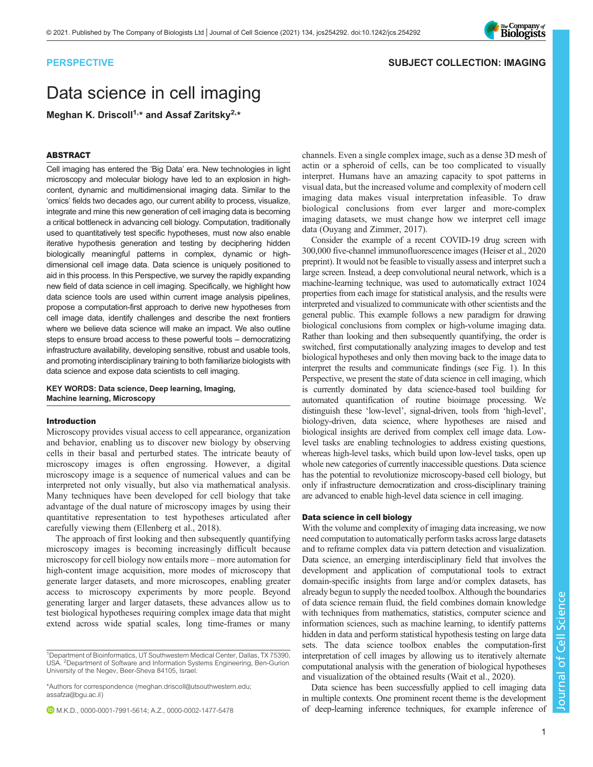PERSPECTIVE

SUBJECT COLLECTION: IMAGING

# Data science in cell imaging

**Meghan K. Driscoll[1,*] and Assaf Zaritsky[2,*]**

## ABSTRACT

Cell imaging has entered the 'Big Data' era. New technologies in light microscopy and molecular biology have led to an explosion in high-content, dynamic and multidimensional imaging data. Similar to the 'omics' fields two decades ago, our current ability to process, visualize, integrate and mine this new generation of cell imaging data is becoming a critical bottleneck in advancing cell biology. Computation, traditionally used to quantitatively test specific hypotheses, must now also enable iterative hypothesis generation and testing by deciphering hidden biologically meaningful patterns in complex, dynamic or high-dimensional cell image data. Data science is uniquely positioned to aid in this process. In this Perspective, we survey the rapidly expanding new field of data science in cell imaging. Specifically, we highlight how data science tools are used within current image analysis pipelines, propose a computation-first approach to derive new hypotheses from cell image data, identify challenges and describe the next frontiers where we believe data science will make an impact. We also outline steps to ensure broad access to these powerful tools – democratizing infrastructure availability, developing sensitive, robust and usable tools, and promoting interdisciplinary training to both familiarize biologists with data science and expose data scientists to cell imaging.

**KEY WORDS: Data science, Deep learning, Imaging, Machine learning, Microscopy**

## Introduction

Microscopy provides visual access to cell appearance, organization and behavior, enabling us to discover new biology by observing cells in their basal and perturbed states. The intricate beauty of microscopy images is often engrossing. However, a digital microscopy image is a sequence of numerical values and can be interpreted not only visually, but also via mathematical analysis. Many techniques have been developed for cell biology that take advantage of the dual nature of microscopy images by using their quantitative representation to test hypotheses articulated after carefully viewing them (Ellenberg et al., 2018).

The approach of first looking and then subsequently quantifying microscopy images is becoming increasingly difficult because microscopy for cell biology now entails more – more automation for high-content image acquisition, more modes of microscopy that generate larger datasets, and more microscopes, enabling greater access to microscopy experiments by more people. Beyond generating larger and larger datasets, these advances allow us to test biological hypotheses requiring complex image data that might extend across wide spatial scales, long time-frames or many channels. Even a single complex image, such as a dense 3D mesh of actin or a spheroid of cells, can be too complicated to visually interpret. Humans have an amazing capacity to spot patterns in visual data, but the increased volume and complexity of modern cell imaging data makes visual interpretation infeasible. To draw biological conclusions from ever larger and more-complex imaging datasets, we must change how we interpret cell image data (Ouyang and Zimmer, 2017).

Consider the example of a recent COVID-19 drug screen with 300,000 five-channel immunofluorescence images (Heiser et al., 2020 preprint). It would not be feasible to visually assess and interpret such a large screen. Instead, a deep convolutional neural network, which is a machine-learning technique, was used to automatically extract 1024 properties from each image for statistical analysis, and the results were interpreted and visualized to communicate with other scientists and the general public. This example follows a new paradigm for drawing biological conclusions from complex or high-volume imaging data. Rather than looking and then subsequently quantifying, the order is switched, first computationally analyzing images to develop and test biological hypotheses and only then moving back to the image data to interpret the results and communicate findings (see Fig. 1). In this Perspective, we present the state of data science in cell imaging, which is currently dominated by data science-based tool building for automated quantification of routine bioimage processing. We distinguish these 'low-level', signal-driven, tools from 'high-level', biology-driven, data science, where hypotheses are raised and biological insights are derived from complex cell image data. Low-level tasks are enabling technologies to address existing questions, whereas high-level tasks, which build upon low-level tasks, open up whole new categories of currently inaccessible questions. Data science has the potential to revolutionize microscopy-based cell biology, but only if infrastructure democratization and cross-disciplinary training are advanced to enable high-level data science in cell imaging.

## Data science in cell biology

With the volume and complexity of imaging data increasing, we now need computation to automatically perform tasks across large datasets and to reframe complex data via pattern detection and visualization. Data science, an emerging interdisciplinary field that involves the development and application of computational tools to extract domain-specific insights from large and/or complex datasets, has already begun to supply the needed toolbox. Although the boundaries of data science remain fluid, the field combines domain knowledge with techniques from mathematics, statistics, computer science and information sciences, such as machine learning, to identify patterns hidden in data and perform statistical hypothesis testing on large data sets. The data science toolbox enables the computation-first interpretation of cell images by allowing us to iteratively alternate computational analysis with the generation of biological hypotheses and visualization of the obtained results (Wait et al., 2020).

Data science has been successfully applied to cell imaging data in multiple contexts. One prominent recent theme is the development of deep-learning inference techniques, for example inference of

---

[1]Department of Bioinformatics, UT Southwestern Medical Center, Dallas, TX 75390, USA. [2]Department of Software and Information Systems Engineering, Ben-Gurion University of the Negev, Beer-Sheva 84105, Israel.

*Authors for correspondence (meghan.driscoll@utsouthwestern.edu; assafza@bgu.ac.il)

M.K.D., 0000-0001-7991-5614; A.Z., 0000-0002-1477-5478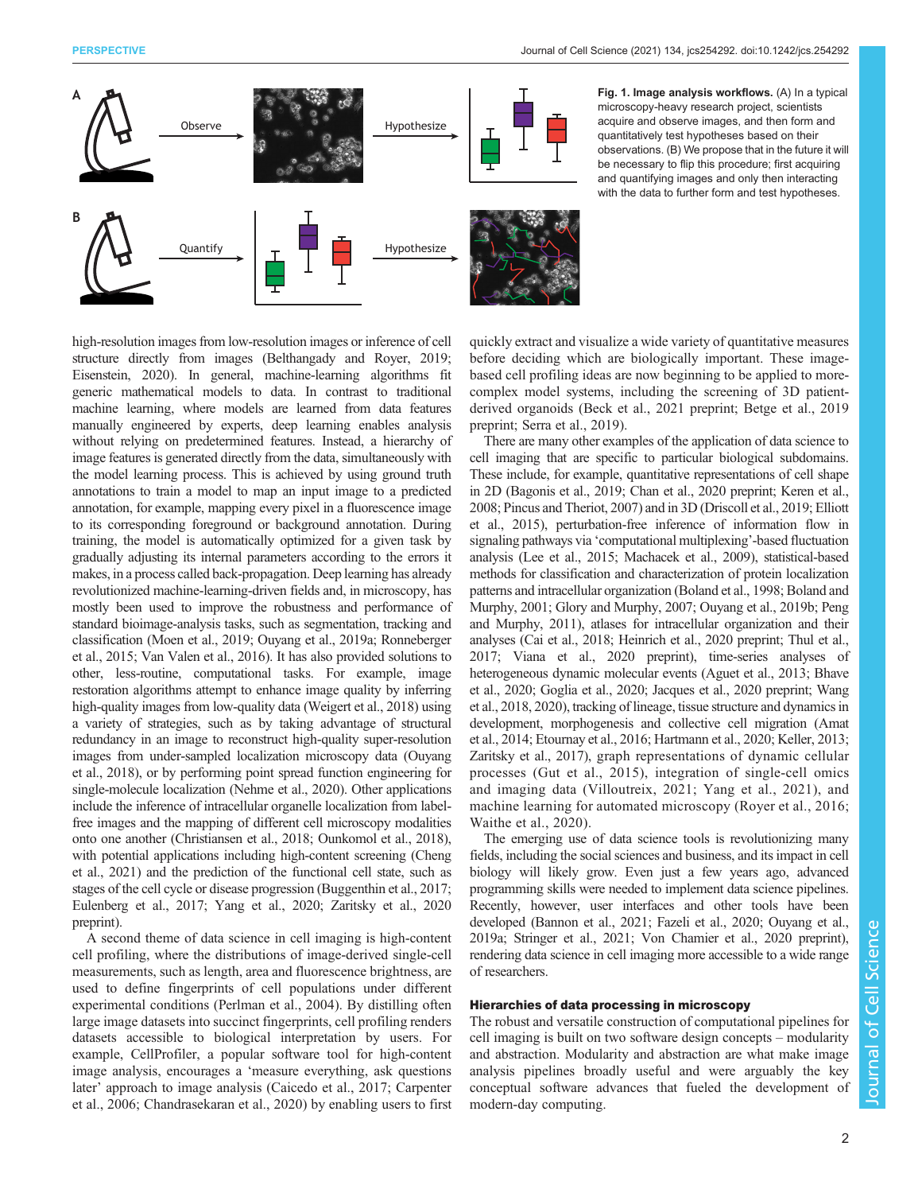A
Observe
Hypothesize

B
Quantify
Hypothesize

**Fig. 1. Image analysis workflows.** (A) In a typical microscopy-heavy research project, scientists acquire and observe images, and then form and quantitatively test hypotheses based on their observations. (B) We propose that in the future it will be necessary to flip this procedure; first acquiring and quantifying images and only then interacting with the data to further form and test hypotheses.

high-resolution images from low-resolution images or inference of cell structure directly from images (Belthangady and Royer, 2019; Eisenstein, 2020). In general, machine-learning algorithms fit generic mathematical models to data. In contrast to traditional machine learning, where models are learned from data features manually engineered by experts, deep learning enables analysis without relying on predetermined features. Instead, a hierarchy of image features is generated directly from the data, simultaneously with the model learning process. This is achieved by using ground truth annotations to train a model to map an input image to a predicted annotation, for example, mapping every pixel in a fluorescence image to its corresponding foreground or background annotation. During training, the model is automatically optimized for a given task by gradually adjusting its internal parameters according to the errors it makes, in a process called back-propagation. Deep learning has already revolutionized machine-learning-driven fields and, in microscopy, has mostly been used to improve the robustness and performance of standard bioimage-analysis tasks, such as segmentation, tracking and classification (Moen et al., 2019; Ouyang et al., 2019a; Ronneberger et al., 2015; Van Valen et al., 2016). It has also provided solutions to other, less-routine, computational tasks. For example, image restoration algorithms attempt to enhance image quality by inferring high-quality images from low-quality data (Weigert et al., 2018) using a variety of strategies, such as by taking advantage of structural redundancy in an image to reconstruct high-quality super-resolution images from under-sampled localization microscopy data (Ouyang et al., 2018), or by performing point spread function engineering for single-molecule localization (Nehme et al., 2020). Other applications include the inference of intracellular organelle localization from label-free images and the mapping of different cell microscopy modalities onto one another (Christiansen et al., 2018; Ounkomol et al., 2018), with potential applications including high-content screening (Cheng et al., 2021) and the prediction of the functional cell state, such as stages of the cell cycle or disease progression (Buggenthin et al., 2017; Eulenberg et al., 2017; Yang et al., 2020; Zaritsky et al., 2020 preprint).

A second theme of data science in cell imaging is high-content cell profiling, where the distributions of image-derived single-cell measurements, such as length, area and fluorescence brightness, are used to define fingerprints of cell populations under different experimental conditions (Perlman et al., 2004). By distilling often large image datasets into succinct fingerprints, cell profiling renders datasets accessible to biological interpretation by users. For example, CellProfiler, a popular software tool for high-content image analysis, encourages a 'measure everything, ask questions later' approach to image analysis (Caicedo et al., 2017; Carpenter et al., 2006; Chandrasekaran et al., 2020) by enabling users to first quickly extract and visualize a wide variety of quantitative measures before deciding which are biologically important. These image-based cell profiling ideas are now beginning to be applied to more-complex model systems, including the screening of 3D patient-derived organoids (Beck et al., 2021 preprint; Betge et al., 2019 preprint; Serra et al., 2019).

There are many other examples of the application of data science to cell imaging that are specific to particular biological subdomains. These include, for example, quantitative representations of cell shape in 2D (Bagonis et al., 2019; Chan et al., 2020 preprint; Keren et al., 2008; Pincus and Theriot, 2007) and in 3D (Driscoll et al., 2019; Elliott et al., 2015), perturbation-free inference of information flow in signaling pathways via 'computational multiplexing'-based fluctuation analysis (Lee et al., 2015; Machacek et al., 2009), statistical-based methods for classification and characterization of protein localization patterns and intracellular organization (Boland et al., 1998; Boland and Murphy, 2001; Glory and Murphy, 2007; Ouyang et al., 2019b; Peng and Murphy, 2011), atlases for intracellular organization and their analyses (Cai et al., 2018; Heinrich et al., 2020 preprint; Thul et al., 2017; Viana et al., 2020 preprint), time-series analyses of heterogeneous dynamic molecular events (Aguet et al., 2013; Bhave et al., 2020; Goglia et al., 2020; Jacques et al., 2020 preprint; Wang et al., 2018, 2020), tracking of lineage, tissue structure and dynamics in development, morphogenesis and collective cell migration (Amat et al., 2014; Etournay et al., 2016; Hartmann et al., 2020; Keller, 2013; Zaritsky et al., 2017), graph representations of dynamic cellular processes (Gut et al., 2015), integration of single-cell omics and imaging data (Villoutreix, 2021; Yang et al., 2021), and machine learning for automated microscopy (Royer et al., 2016; Waithe et al., 2020).

The emerging use of data science tools is revolutionizing many fields, including the social sciences and business, and its impact in cell biology will likely grow. Even just a few years ago, advanced programming skills were needed to implement data science pipelines. Recently, however, user interfaces and other tools have been developed (Bannon et al., 2021; Fazeli et al., 2020; Ouyang et al., 2019a; Stringer et al., 2021; Von Chamier et al., 2020 preprint), rendering data science in cell imaging more accessible to a wide range of researchers.

## Hierarchies of data processing in microscopy

The robust and versatile construction of computational pipelines for cell imaging is built on two software design concepts – modularity and abstraction. Modularity and abstraction are what make image analysis pipelines broadly useful and were arguably the key conceptual software advances that fueled the development of modern-day computing.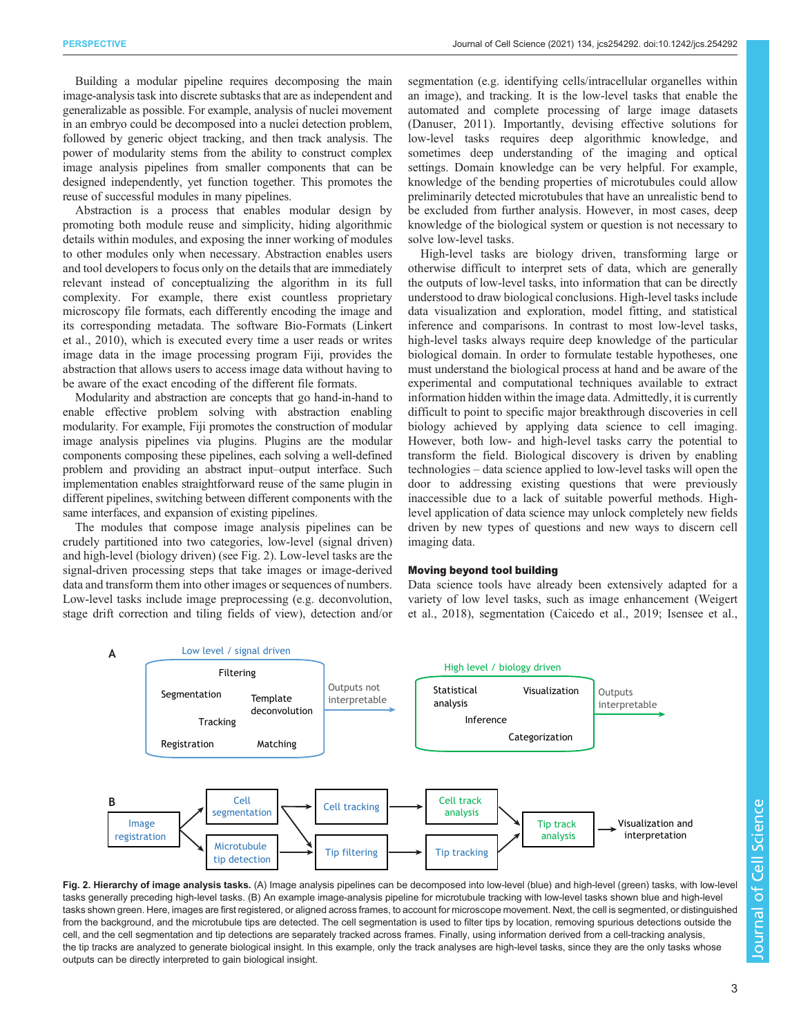Building a modular pipeline requires decomposing the main image-analysis task into discrete subtasks that are as independent and generalizable as possible. For example, analysis of nuclei movement in an embryo could be decomposed into a nuclei detection problem, followed by generic object tracking, and then track analysis. The power of modularity stems from the ability to construct complex image analysis pipelines from smaller components that can be designed independently, yet function together. This promotes the reuse of successful modules in many pipelines.

Abstraction is a process that enables modular design by promoting both module reuse and simplicity, hiding algorithmic details within modules, and exposing the inner working of modules to other modules only when necessary. Abstraction enables users and tool developers to focus only on the details that are immediately relevant instead of conceptualizing the algorithm in its full complexity. For example, there exist countless proprietary microscopy file formats, each differently encoding the image and its corresponding metadata. The software Bio-Formats (Linkert et al., 2010), which is executed every time a user reads or writes image data in the image processing program Fiji, provides the abstraction that allows users to access image data without having to be aware of the exact encoding of the different file formats.

Modularity and abstraction are concepts that go hand-in-hand to enable effective problem solving with abstraction enabling modularity. For example, Fiji promotes the construction of modular image analysis pipelines via plugins. Plugins are the modular components composing these pipelines, each solving a well-defined problem and providing an abstract input–output interface. Such implementation enables straightforward reuse of the same plugin in different pipelines, switching between different components with the same interfaces, and expansion of existing pipelines.

The modules that compose image analysis pipelines can be crudely partitioned into two categories, low-level (signal driven) and high-level (biology driven) (see Fig. 2). Low-level tasks are the signal-driven processing steps that take images or image-derived data and transform them into other images or sequences of numbers. Low-level tasks include image preprocessing (e.g. deconvolution, stage drift correction and tiling fields of view), detection and/or segmentation (e.g. identifying cells/intracellular organelles within an image), and tracking. It is the low-level tasks that enable the automated and complete processing of large image datasets (Danuser, 2011). Importantly, devising effective solutions for low-level tasks requires deep algorithmic knowledge, and sometimes deep understanding of the imaging and optical settings. Domain knowledge can be very helpful. For example, knowledge of the bending properties of microtubules could allow preliminarily detected microtubules that have an unrealistic bend to be excluded from further analysis. However, in most cases, deep knowledge of the biological system or question is not necessary to solve low-level tasks.

High-level tasks are biology driven, transforming large or otherwise difficult to interpret sets of data, which are generally the outputs of low-level tasks, into information that can be directly understood to draw biological conclusions. High-level tasks include data visualization and exploration, model fitting, and statistical inference and comparisons. In contrast to most low-level tasks, high-level tasks always require deep knowledge of the particular biological domain. In order to formulate testable hypotheses, one must understand the biological process at hand and be aware of the experimental and computational techniques available to extract information hidden within the image data. Admittedly, it is currently difficult to point to specific major breakthrough discoveries in cell biology achieved by applying data science to cell imaging. However, both low- and high-level tasks carry the potential to transform the field. Biological discovery is driven by enabling technologies – data science applied to low-level tasks will open the door to addressing existing questions that were previously inaccessible due to a lack of suitable powerful methods. High-level application of data science may unlock completely new fields driven by new types of questions and new ways to discern cell imaging data.

## Moving beyond tool building

Data science tools have already been extensively adapted for a variety of low level tasks, such as image enhancement (Weigert et al., 2018), segmentation (Caicedo et al., 2019; Isensee et al.,

A

Low level / signal driven

Filtering

Segmentation

Template deconvolution

Tracking

Registration

Matching

Outputs not interpretable

High level / biology driven

Statistical analysis

Visualization

Inference

Categorization

Outputs interpretable

B

Image registration

Cell segmentation

Microtubule tip detection

Cell tracking

Tip filtering

Cell track analysis

Tip tracking

Tip track analysis

Visualization and interpretation

**Fig. 2. Hierarchy of image analysis tasks.** (A) Image analysis pipelines can be decomposed into low-level (blue) and high-level (green) tasks, with low-level tasks generally preceding high-level tasks. (B) An example image-analysis pipeline for microtubule tracking with low-level tasks shown blue and high-level tasks shown green. Here, images are first registered, or aligned across frames, to account for microscope movement. Next, the cell is segmented, or distinguished from the background, and the microtubule tips are detected. The cell segmentation is used to filter tips by location, removing spurious detections outside the cell, and the cell segmentation and tip detections are separately tracked across frames. Finally, using information derived from a cell-tracking analysis, the tip tracks are analyzed to generate biological insight. In this example, only the track analyses are high-level tasks, since they are the only tasks whose outputs can be directly interpreted to gain biological insight.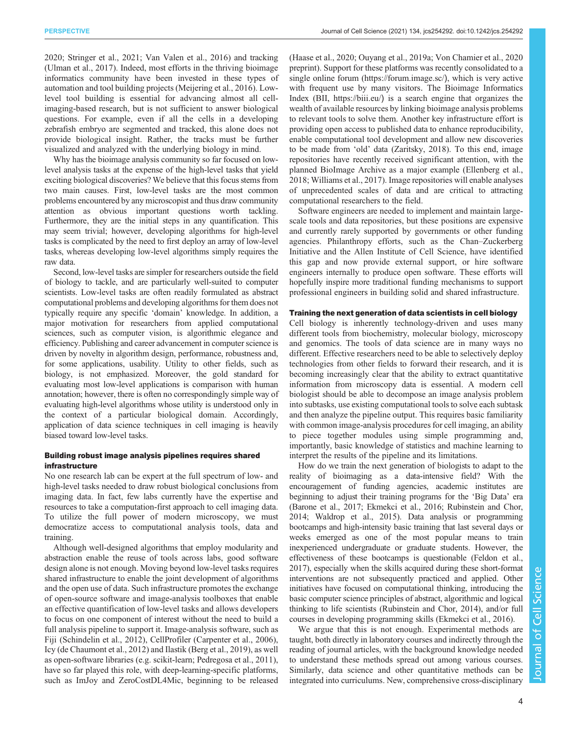2020; Stringer et al., 2021; Van Valen et al., 2016) and tracking (Ulman et al., 2017). Indeed, most efforts in the thriving bioimage informatics community have been invested in these types of automation and tool building projects (Meijering et al., 2016). Low-level tool building is essential for advancing almost all cell-imaging-based research, but is not sufficient to answer biological questions. For example, even if all the cells in a developing zebrafish embryo are segmented and tracked, this alone does not provide biological insight. Rather, the tracks must be further visualized and analyzed with the underlying biology in mind.

Why has the bioimage analysis community so far focused on low-level analysis tasks at the expense of the high-level tasks that yield exciting biological discoveries? We believe that this focus stems from two main causes. First, low-level tasks are the most common problems encountered by any microscopist and thus draw community attention as obvious important questions worth tackling. Furthermore, they are the initial steps in any quantification. This may seem trivial; however, developing algorithms for high-level tasks is complicated by the need to first deploy an array of low-level tasks, whereas developing low-level algorithms simply requires the raw data.

Second, low-level tasks are simpler for researchers outside the field of biology to tackle, and are particularly well-suited to computer scientists. Low-level tasks are often readily formulated as abstract computational problems and developing algorithms for them does not typically require any specific 'domain' knowledge. In addition, a major motivation for researchers from applied computational sciences, such as computer vision, is algorithmic elegance and efficiency. Publishing and career advancement in computer science is driven by novelty in algorithm design, performance, robustness and, for some applications, usability. Utility to other fields, such as biology, is not emphasized. Moreover, the gold standard for evaluating most low-level applications is comparison with human annotation; however, there is often no correspondingly simple way of evaluating high-level algorithms whose utility is understood only in the context of a particular biological domain. Accordingly, application of data science techniques in cell imaging is heavily biased toward low-level tasks.

## Building robust image analysis pipelines requires shared infrastructure

No one research lab can be expert at the full spectrum of low- and high-level tasks needed to draw robust biological conclusions from imaging data. In fact, few labs currently have the expertise and resources to take a computation-first approach to cell imaging data. To utilize the full power of modern microscopy, we must democratize access to computational analysis tools, data and training.

Although well-designed algorithms that employ modularity and abstraction enable the reuse of tools across labs, good software design alone is not enough. Moving beyond low-level tasks requires shared infrastructure to enable the joint development of algorithms and the open use of data. Such infrastructure promotes the exchange of open-source software and image-analysis toolboxes that enable an effective quantification of low-level tasks and allows developers to focus on one component of interest without the need to build a full analysis pipeline to support it. Image-analysis software, such as Fiji (Schindelin et al., 2012), CellProfiler (Carpenter et al., 2006), Icy (de Chaumont et al., 2012) and Ilastik (Berg et al., 2019), as well as open-software libraries (e.g. scikit-learn; Pedregosa et al., 2011), have so far played this role, with deep-learning-specific platforms, such as ImJoy and ZeroCostDL4Mic, beginning to be released (Haase et al., 2020; Ouyang et al., 2019a; Von Chamier et al., 2020 preprint). Support for these platforms was recently consolidated to a single online forum (https://forum.image.sc/), which is very active with frequent use by many visitors. The Bioimage Informatics Index (BII, https://biii.eu/) is a search engine that organizes the wealth of available resources by linking bioimage analysis problems to relevant tools to solve them. Another key infrastructure effort is providing open access to published data to enhance reproducibility, enable computational tool development and allow new discoveries to be made from 'old' data (Zaritsky, 2018). To this end, image repositories have recently received significant attention, with the planned BioImage Archive as a major example (Ellenberg et al., 2018; Williams et al., 2017). Image repositories will enable analyses of unprecedented scales of data and are critical to attracting computational researchers to the field.

Software engineers are needed to implement and maintain large-scale tools and data repositories, but these positions are expensive and currently rarely supported by governments or other funding agencies. Philanthropy efforts, such as the Chan–Zuckerberg Initiative and the Allen Institute of Cell Science, have identified this gap and now provide external support, or hire software engineers internally to produce open software. These efforts will hopefully inspire more traditional funding mechanisms to support professional engineers in building solid and shared infrastructure.

## Training the next generation of data scientists in cell biology

Cell biology is inherently technology-driven and uses many different tools from biochemistry, molecular biology, microscopy and genomics. The tools of data science are in many ways no different. Effective researchers need to be able to selectively deploy technologies from other fields to forward their research, and it is becoming increasingly clear that the ability to extract quantitative information from microscopy data is essential. A modern cell biologist should be able to decompose an image analysis problem into subtasks, use existing computational tools to solve each subtask and then analyze the pipeline output. This requires basic familiarity with common image-analysis procedures for cell imaging, an ability to piece together modules using simple programming and, importantly, basic knowledge of statistics and machine learning to interpret the results of the pipeline and its limitations.

How do we train the next generation of biologists to adapt to the reality of bioimaging as a data-intensive field? With the encouragement of funding agencies, academic institutes are beginning to adjust their training programs for the 'Big Data' era (Barone et al., 2017; Ekmekci et al., 2016; Rubinstein and Chor, 2014; Waldrop et al., 2015). Data analysis or programming bootcamps and high-intensity basic training that last several days or weeks emerged as one of the most popular means to train inexperienced undergraduate or graduate students. However, the effectiveness of these bootcamps is questionable (Feldon et al., 2017), especially when the skills acquired during these short-format interventions are not subsequently practiced and applied. Other initiatives have focused on computational thinking, introducing the basic computer science principles of abstract, algorithmic and logical thinking to life scientists (Rubinstein and Chor, 2014), and/or full courses in developing programming skills (Ekmekci et al., 2016).

We argue that this is not enough. Experimental methods are taught, both directly in laboratory courses and indirectly through the reading of journal articles, with the background knowledge needed to understand these methods spread out among various courses. Similarly, data science and other quantitative methods can be integrated into curriculums. New, comprehensive cross-disciplinary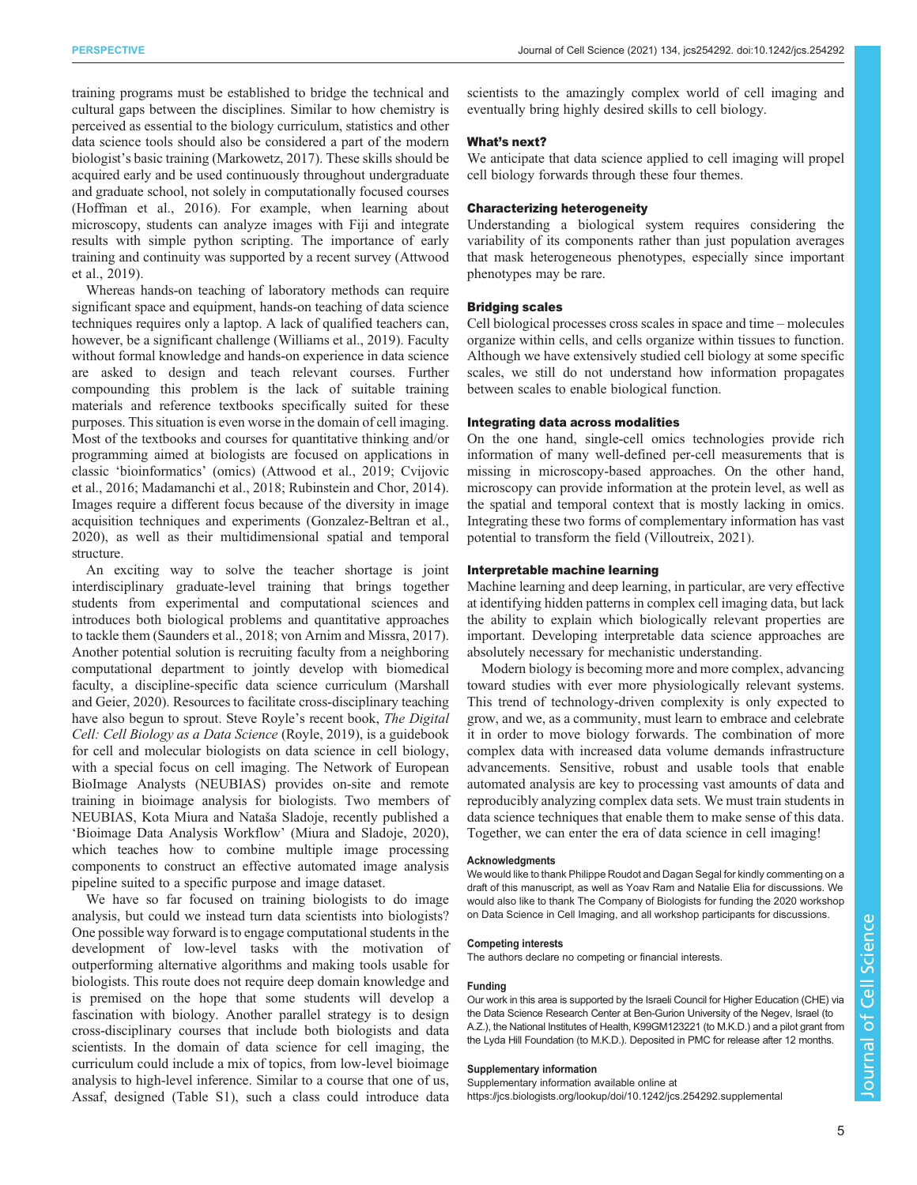training programs must be established to bridge the technical and cultural gaps between the disciplines. Similar to how chemistry is perceived as essential to the biology curriculum, statistics and other data science tools should also be considered a part of the modern biologist's basic training (Markowetz, 2017). These skills should be acquired early and be used continuously throughout undergraduate and graduate school, not solely in computationally focused courses (Hoffman et al., 2016). For example, when learning about microscopy, students can analyze images with Fiji and integrate results with simple python scripting. The importance of early training and continuity was supported by a recent survey (Attwood et al., 2019).

Whereas hands-on teaching of laboratory methods can require significant space and equipment, hands-on teaching of data science techniques requires only a laptop. A lack of qualified teachers can, however, be a significant challenge (Williams et al., 2019). Faculty without formal knowledge and hands-on experience in data science are asked to design and teach relevant courses. Further compounding this problem is the lack of suitable training materials and reference textbooks specifically suited for these purposes. This situation is even worse in the domain of cell imaging. Most of the textbooks and courses for quantitative thinking and/or programming aimed at biologists are focused on applications in classic 'bioinformatics' (omics) (Attwood et al., 2019; Cvijovic et al., 2016; Madamanchi et al., 2018; Rubinstein and Chor, 2014). Images require a different focus because of the diversity in image acquisition techniques and experiments (Gonzalez-Beltran et al., 2020), as well as their multidimensional spatial and temporal structure.

An exciting way to solve the teacher shortage is joint interdisciplinary graduate-level training that brings together students from experimental and computational sciences and introduces both biological problems and quantitative approaches to tackle them (Saunders et al., 2018; von Arnim and Missra, 2017). Another potential solution is recruiting faculty from a neighboring computational department to jointly develop with biomedical faculty, a discipline-specific data science curriculum (Marshall and Geier, 2020). Resources to facilitate cross-disciplinary teaching have also begun to sprout. Steve Royle's recent book, *The Digital Cell: Cell Biology as a Data Science* (Royle, 2019), is a guidebook for cell and molecular biologists on data science in cell biology, with a special focus on cell imaging. The Network of European BioImage Analysts (NEUBIAS) provides on-site and remote training in bioimage analysis for biologists. Two members of NEUBIAS, Kota Miura and Nataša Sladoje, recently published a 'Bioimage Data Analysis Workflow' (Miura and Sladoje, 2020), which teaches how to combine multiple image processing components to construct an effective automated image analysis pipeline suited to a specific purpose and image dataset.

We have so far focused on training biologists to do image analysis, but could we instead turn data scientists into biologists? One possible way forward is to engage computational students in the development of low-level tasks with the motivation of outperforming alternative algorithms and making tools usable for biologists. This route does not require deep domain knowledge and is premised on the hope that some students will develop a fascination with biology. Another parallel strategy is to design cross-disciplinary courses that include both biologists and data scientists. In the domain of data science for cell imaging, the curriculum could include a mix of topics, from low-level bioimage analysis to high-level inference. Similar to a course that one of us, Assaf, designed (Table S1), such a class could introduce data scientists to the amazingly complex world of cell imaging and eventually bring highly desired skills to cell biology.

## What's next?

We anticipate that data science applied to cell imaging will propel cell biology forwards through these four themes.

### Characterizing heterogeneity

Understanding a biological system requires considering the variability of its components rather than just population averages that mask heterogeneous phenotypes, especially since important phenotypes may be rare.

### Bridging scales

Cell biological processes cross scales in space and time – molecules organize within cells, and cells organize within tissues to function. Although we have extensively studied cell biology at some specific scales, we still do not understand how information propagates between scales to enable biological function.

### Integrating data across modalities

On the one hand, single-cell omics technologies provide rich information of many well-defined per-cell measurements that is missing in microscopy-based approaches. On the other hand, microscopy can provide information at the protein level, as well as the spatial and temporal context that is mostly lacking in omics. Integrating these two forms of complementary information has vast potential to transform the field (Villoutreix, 2021).

### Interpretable machine learning

Machine learning and deep learning, in particular, are very effective at identifying hidden patterns in complex cell imaging data, but lack the ability to explain which biologically relevant properties are important. Developing interpretable data science approaches are absolutely necessary for mechanistic understanding.

Modern biology is becoming more and more complex, advancing toward studies with ever more physiologically relevant systems. This trend of technology-driven complexity is only expected to grow, and we, as a community, must learn to embrace and celebrate it in order to move biology forwards. The combination of more complex data with increased data volume demands infrastructure advancements. Sensitive, robust and usable tools that enable automated analysis are key to processing vast amounts of data and reproducibly analyzing complex data sets. We must train students in data science techniques that enable them to make sense of this data. Together, we can enter the era of data science in cell imaging!

#### Acknowledgments

We would like to thank Philippe Roudot and Dagan Segal for kindly commenting on a draft of this manuscript, as well as Yoav Ram and Natalie Elia for discussions. We would also like to thank The Company of Biologists for funding the 2020 workshop on Data Science in Cell Imaging, and all workshop participants for discussions.

#### Competing interests

The authors declare no competing or financial interests.

#### Funding

Our work in this area is supported by the Israeli Council for Higher Education (CHE) via the Data Science Research Center at Ben-Gurion University of the Negev, Israel (to A.Z.), the National Institutes of Health, K99GM123221 (to M.K.D.) and a pilot grant from the Lyda Hill Foundation (to M.K.D.). Deposited in PMC for release after 12 months.

#### Supplementary information

Supplementary information available online at https://jcs.biologists.org/lookup/doi/10.1242/jcs.254292.supplemental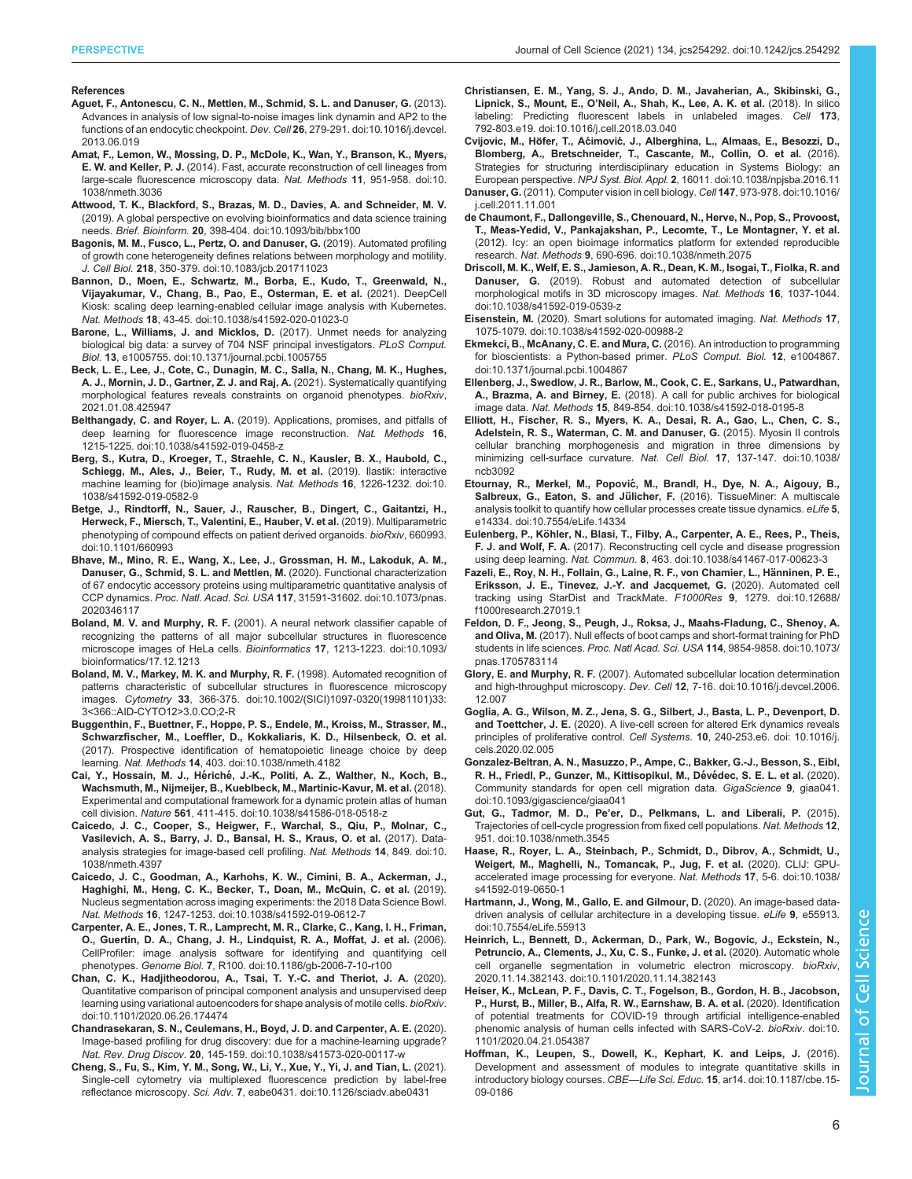### References

**Aguet, F., Antonescu, C. N., Mettlen, M., Schmid, S. L. and Danuser, G.** (2013). Advances in analysis of low signal-to-noise images link dynamin and AP2 to the functions of an endocytic checkpoint. *Dev. Cell* **26**, 279-291. doi:10.1016/j.devcel.2013.06.019

**Amat, F., Lemon, W., Mossing, D. P., McDole, K., Wan, Y., Branson, K., Myers, E. W. and Keller, P. J.** (2014). Fast, accurate reconstruction of cell lineages from large-scale fluorescence microscopy data. *Nat. Methods* **11**, 951-958. doi:10.1038/nmeth.3036

**Attwood, T. K., Blackford, S., Brazas, M. D., Davies, A. and Schneider, M. V.** (2019). A global perspective on evolving bioinformatics and data science training needs. *Brief. Bioinform.* **20**, 398-404. doi:10.1093/bib/bbx100

**Bagonis, M. M., Fusco, L., Pertz, O. and Danuser, G.** (2019). Automated profiling of growth cone heterogeneity defines relations between morphology and motility. *J. Cell Biol.* **218**, 350-379. doi:10.1083/jcb.201711023

**Bannon, D., Moen, E., Schwartz, M., Borba, E., Kudo, T., Greenwald, N., Vijayakumar, V., Chang, B., Pao, E., Osterman, E. et al.** (2021). DeepCell Kiosk: scaling deep learning-enabled cellular image analysis with Kubernetes. *Nat. Methods* **18**, 43-45. doi:10.1038/s41592-020-01023-0

**Barone, L., Williams, J. and Micklos, D.** (2017). Unmet needs for analyzing biological big data: a survey of 704 NSF principal investigators. *PLoS Comput. Biol.* **13**, e1005755. doi:10.1371/journal.pcbi.1005755

**Beck, L. E., Lee, J., Cote, C., Dunagin, M. C., Salla, N., Chang, M. K., Hughes, A. J., Mornin, J. D., Gartner, Z. J. and Raj, A.** (2021). Systematically quantifying morphological features reveals constraints on organoid phenotypes. *bioRxiv*, 2021.01.08.425947

**Belthangady, C. and Royer, L. A.** (2019). Applications, promises, and pitfalls of deep learning for fluorescence image reconstruction. *Nat. Methods* **16**, 1215-1225. doi:10.1038/s41592-019-0458-z

**Berg, S., Kutra, D., Kroeger, T., Straehle, C. N., Kausler, B. X., Haubold, C., Schiegg, M., Ales, J., Beier, T., Rudy, M. et al.** (2019). Ilastik: interactive machine learning for (bio)image analysis. *Nat. Methods* **16**, 1226-1232. doi:10.1038/s41592-019-0582-9

**Betge, J., Rindtorff, N., Sauer, J., Rauscher, B., Dingert, C., Gaitantzi, H., Herweck, F., Miersch, T., Valentini, E., Hauber, V. et al.** (2019). Multiparametric phenotyping of compound effects on patient derived organoids. *bioRxiv*, 660993. doi:10.1101/660993

**Bhave, M., Mino, R. E., Wang, X., Lee, J., Grossman, H. M., Lakoduk, A. M., Danuser, G., Schmid, S. L. and Mettlen, M.** (2020). Functional characterization of 67 endocytic accessory proteins using multiparametric quantitative analysis of CCP dynamics. *Proc. Natl. Acad. Sci. USA* **117**, 31591-31602. doi:10.1073/pnas.2020346117

**Boland, M. V. and Murphy, R. F.** (2001). A neural network classifier capable of recognizing the patterns of all major subcellular structures in fluorescence microscope images of HeLa cells. *Bioinformatics* **17**, 1213-1223. doi:10.1093/bioinformatics/17.12.1213

**Boland, M. V., Markey, M. K. and Murphy, R. F.** (1998). Automated recognition of patterns characteristic of subcellular structures in fluorescence microscopy images. *Cytometry* **33**, 366-375. doi:10.1002/(SICI)1097-0320(19981101)33:3<366::AID-CYTO12>3.0.CO;2-R

**Buggenthin, F., Buettner, F., Hoppe, P. S., Endele, M., Kroiss, M., Strasser, M., Schwarzfischer, M., Loeffler, D., Kokkaliaris, K. D., Hilsenbeck, O. et al.** (2017). Prospective identification of hematopoietic lineage choice by deep learning. *Nat. Methods* **14**, 403. doi:10.1038/nmeth.4182

**Cai, Y., Hossain, M. J., Hériché, J.-K., Politi, A. Z., Walther, N., Koch, B., Wachsmuth, M., Nijmeijer, B., Kueblbeck, M., Martinic-Kavur, M. et al.** (2018). Experimental and computational framework for a dynamic protein atlas of human cell division. *Nature* **561**, 411-415. doi:10.1038/s41586-018-0518-z

**Caicedo, J. C., Cooper, S., Heigwer, F., Warchal, S., Qiu, P., Molnar, C., Vasilevich, A. S., Barry, J. D., Bansal, H. S., Kraus, O. et al.** (2017). Data-analysis strategies for image-based cell profiling. *Nat. Methods* **14**, 849. doi:10.1038/nmeth.4397

**Caicedo, J. C., Goodman, A., Karhohs, K. W., Cimini, B. A., Ackerman, J., Haghighi, M., Heng, C. K., Becker, T., Doan, M., McQuin, C. et al.** (2019). Nucleus segmentation across imaging experiments: the 2018 Data Science Bowl. *Nat. Methods* **16**, 1247-1253. doi:10.1038/s41592-019-0612-7

**Carpenter, A. E., Jones, T. R., Lamprecht, M. R., Clarke, C., Kang, I. H., Friman, O., Guertin, D. A., Chang, J. H., Lindquist, R. A., Moffat, J. et al.** (2006). CellProfiler: image analysis software for identifying and quantifying cell phenotypes. *Genome Biol.* **7**, R100. doi:10.1186/gb-2006-7-10-r100

**Chan, C. K., Hadjitheodorou, A., Tsai, T. Y.-C. and Theriot, J. A.** (2020). Quantitative comparison of principal component analysis and unsupervised deep learning using variational autoencoders for shape analysis of motile cells. *bioRxiv*. doi:10.1101/2020.06.26.174474

**Chandrasekaran, S. N., Ceulemans, H., Boyd, J. D. and Carpenter, A. E.** (2020). Image-based profiling for drug discovery: due for a machine-learning upgrade? *Nat. Rev. Drug Discov.* **20**, 145-159. doi:10.1038/s41573-020-00117-w

**Cheng, S., Fu, S., Kim, Y. M., Song, W., Li, Y., Xue, Y., Yi, J. and Tian, L.** (2021). Single-cell cytometry via multiplexed fluorescence prediction by label-free reflectance microscopy. *Sci. Adv.* **7**, eabe0431. doi:10.1126/sciadv.abe0431

**Christiansen, E. M., Yang, S. J., Ando, D. M., Javaherian, A., Skibinski, G., Lipnick, S., Mount, E., O'Neil, A., Shah, K., Lee, A. K. et al.** (2018). In silico labeling: Predicting fluorescent labels in unlabeled images. *Cell* **173**, 792-803.e19. doi:10.1016/j.cell.2018.03.040

**Cvijovic, M., Höfer, T., Aćimović, J., Alberghina, L., Almaas, E., Besozzi, D., Blomberg, A., Bretschneider, T., Cascante, M., Collin, O. et al.** (2016). Strategies for structuring interdisciplinary education in Systems Biology: an European perspective. *NPJ Syst. Biol. Appl.* **2**, 16011. doi:10.1038/npjsba.2016.11

**Danuser, G.** (2011). Computer vision in cell biology. *Cell* **147**, 973-978. doi:10.1016/j.cell.2011.11.001

**de Chaumont, F., Dallongeville, S., Chenouard, N., Herve, N., Pop, S., Provoost, T., Meas-Yedid, V., Pankajakshan, P., Lecomte, T., Le Montagner, Y. et al.** (2012). Icy: an open bioimage informatics platform for extended reproducible research. *Nat. Methods* **9**, 690-696. doi:10.1038/nmeth.2075

**Driscoll, M. K., Welf, E. S., Jamieson, A. R., Dean, K. M., Isogai, T., Fiolka, R. and Danuser, G.** (2019). Robust and automated detection of subcellular morphological motifs in 3D microscopy images. *Nat. Methods* **16**, 1037-1044. doi:10.1038/s41592-019-0539-z

**Eisenstein, M.** (2020). Smart solutions for automated imaging. *Nat. Methods* **17**, 1075-1079. doi:10.1038/s41592-020-00988-2

**Ekmekci, B., McAnany, C. E. and Mura, C.** (2016). An introduction to programming for bioscientists: a Python-based primer. *PLoS Comput. Biol.* **12**, e1004867. doi:10.1371/journal.pcbi.1004867

**Ellenberg, J., Swedlow, J. R., Barlow, M., Cook, C. E., Sarkans, U., Patwardhan, A., Brazma, A. and Birney, E.** (2018). A call for public archives for biological image data. *Nat. Methods* **15**, 849-854. doi:10.1038/s41592-018-0195-8

**Elliott, H., Fischer, R. S., Myers, K. A., Desai, R. A., Gao, L., Chen, C. S., Adelstein, R. S., Waterman, C. M. and Danuser, G.** (2015). Myosin II controls cellular branching morphogenesis and migration in three dimensions by minimizing cell-surface curvature. *Nat. Cell Biol.* **17**, 137-147. doi:10.1038/ncb3092

**Etournay, R., Merkel, M., Popović, M., Brandl, H., Dye, N. A., Aigouy, B., Salbreux, G., Eaton, S. and Jülicher, F.** (2016). TissueMiner: A multiscale analysis toolkit to quantify how cellular processes create tissue dynamics. *eLife* **5**, e14334. doi:10.7554/eLife.14334

**Eulenberg, P., Köhler, N., Blasi, T., Filby, A., Carpenter, A. E., Rees, P., Theis, F. J. and Wolf, F. A.** (2017). Reconstructing cell cycle and disease progression using deep learning. *Nat. Commun.* **8**, 463. doi:10.1038/s41467-017-00623-3

**Fazeli, E., Roy, N. H., Follain, G., Laine, R. F., von Chamier, L., Hänninen, P. E., Eriksson, J. E., Tinevez, J.-Y. and Jacquemet, G.** (2020). Automated cell tracking using StarDist and TrackMate. *F1000Res* **9**, 1279. doi:10.12688/f1000research.27019.1

**Feldon, D. F., Jeong, S., Peugh, J., Roksa, J., Maahs-Fladung, C., Shenoy, A. and Oliva, M.** (2017). Null effects of boot camps and short-format training for PhD students in life sciences. *Proc. Natl Acad. Sci. USA* **114**, 9854-9858. doi:10.1073/pnas.1705783114

**Glory, E. and Murphy, R. F.** (2007). Automated subcellular location determination and high-throughput microscopy. *Dev. Cell* **12**, 7-16. doi:10.1016/j.devcel.2006.12.007

**Goglia, A. G., Wilson, M. Z., Jena, S. G., Silbert, J., Basta, L. P., Devenport, D. and Toettcher, J. E.** (2020). A live-cell screen for altered Erk dynamics reveals principles of proliferative control. *Cell Systems.* **10**, 240-253.e6. doi: 10.1016/j.cels.2020.02.005

**Gonzalez-Beltran, A. N., Masuzzo, P., Ampe, C., Bakker, G.-J., Besson, S., Eibl, R. H., Friedl, P., Gunzer, M., Kittisopikul, M., Dévédec, S. E. L. et al.** (2020). Community standards for open cell migration data. *GigaScience* **9**, giaa041. doi:10.1093/gigascience/giaa041

**Gut, G., Tadmor, M. D., Pe'er, D., Pelkmans, L. and Liberali, P.** (2015). Trajectories of cell-cycle progression from fixed cell populations. *Nat. Methods* **12**, 951. doi:10.1038/nmeth.3545

**Haase, R., Royer, L. A., Steinbach, P., Schmidt, D., Dibrov, A., Schmidt, U., Weigert, M., Maghelli, N., Tomancak, P., Jug, F. et al.** (2020). CLIJ: GPU-accelerated image processing for everyone. *Nat. Methods* **17**, 5-6. doi:10.1038/s41592-019-0650-1

**Hartmann, J., Wong, M., Gallo, E. and Gilmour, D.** (2020). An image-based data-driven analysis of cellular architecture in a developing tissue. *eLife* **9**, e55913. doi:10.7554/eLife.55913

**Heinrich, L., Bennett, D., Ackerman, D., Park, W., Bogovic, J., Eckstein, N., Petruncio, A., Clements, J., Xu, C. S., Funke, J. et al.** (2020). Automatic whole cell organelle segmentation in volumetric electron microscopy. *bioRxiv*, 2020.11.14.382143. doi:10.1101/2020.11.14.382143

**Heiser, K., McLean, P. F., Davis, C. T., Fogelson, B., Gordon, H. B., Jacobson, P., Hurst, B., Miller, B., Alfa, R. W., Earnshaw, B. A. et al.** (2020). Identification of potential treatments for COVID-19 through artificial intelligence-enabled phenomic analysis of human cells infected with SARS-CoV-2. *bioRxiv*. doi:10.1101/2020.04.21.054387

**Hoffman, K., Leupen, S., Dowell, K., Kephart, K. and Leips, J.** (2016). Development and assessment of modules to integrate quantitative skills in introductory biology courses. *CBE—Life Sci. Educ.* **15**, ar14. doi:10.1187/cbe.15-09-0186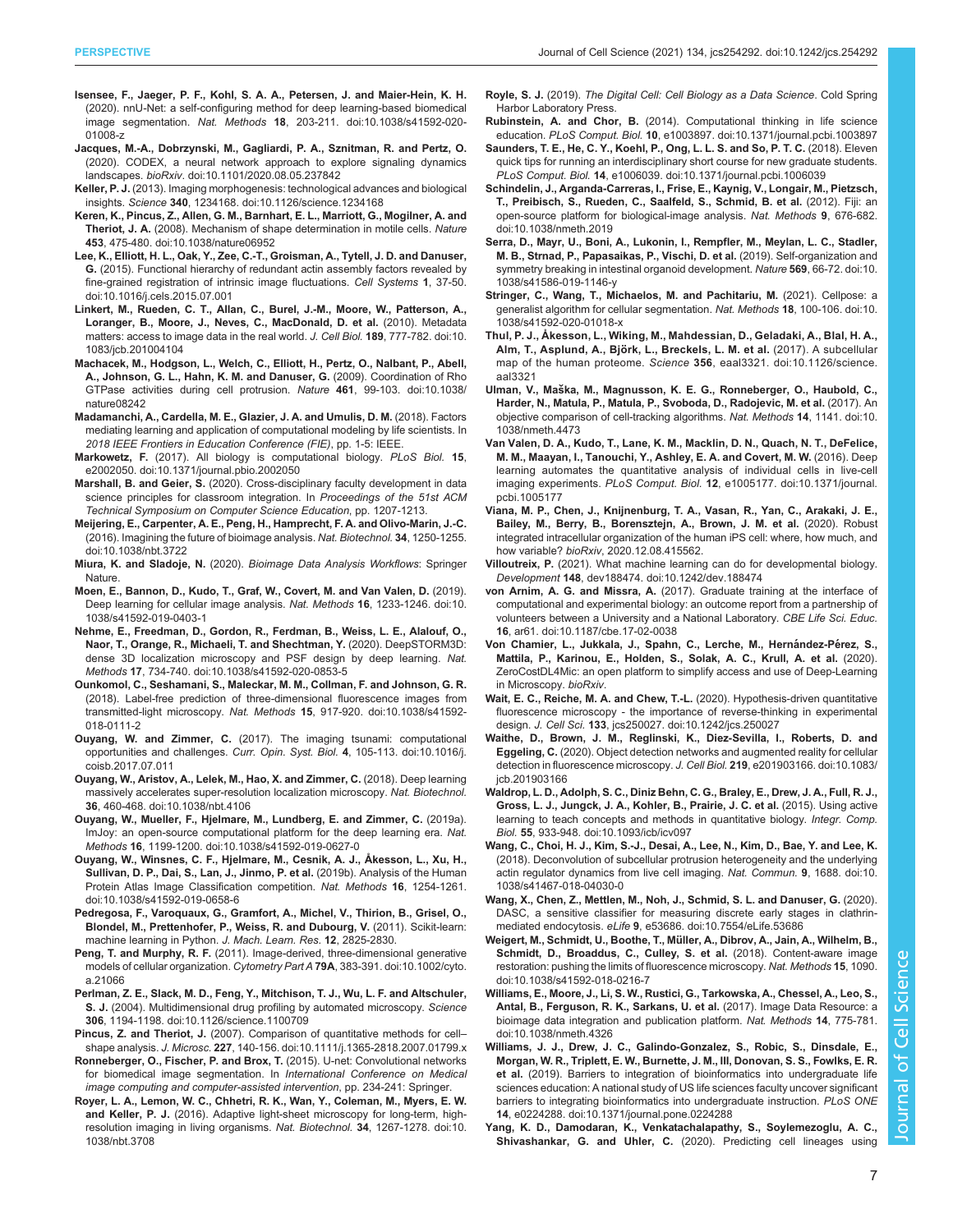**Isensee, F., Jaeger, P. F., Kohl, S. A. A., Petersen, J. and Maier-Hein, K. H.** (2020). nnU-Net: a self-configuring method for deep learning-based biomedical image segmentation. *Nat. Methods* **18**, 203-211. doi:10.1038/s41592-020-01008-z

**Jacques, M.-A., Dobrzynski, M., Gagliardi, P. A., Sznitman, R. and Pertz, O.** (2020). CODEX, a neural network approach to explore signaling dynamics landscapes. *bioRxiv*. doi:10.1101/2020.08.05.237842

**Keller, P. J.** (2013). Imaging morphogenesis: technological advances and biological insights. *Science* **340**, 1234168. doi:10.1126/science.1234168

**Keren, K., Pincus, Z., Allen, G. M., Barnhart, E. L., Marriott, G., Mogilner, A. and Theriot, J. A.** (2008). Mechanism of shape determination in motile cells. *Nature* **453**, 475-480. doi:10.1038/nature06952

**Lee, K., Elliott, H. L., Oak, Y., Zee, C.-T., Groisman, A., Tytell, J. D. and Danuser, G.** (2015). Functional hierarchy of redundant actin assembly factors revealed by fine-grained registration of intrinsic image fluctuations. *Cell Systems* **1**, 37-50. doi:10.1016/j.cels.2015.07.001

**Linkert, M., Rueden, C. T., Allan, C., Burel, J.-M., Moore, W., Patterson, A., Loranger, B., Moore, J., Neves, C., MacDonald, D. et al.** (2010). Metadata matters: access to image data in the real world. *J. Cell Biol.* **189**, 777-782. doi:10.1083/jcb.201004104

**Machacek, M., Hodgson, L., Welch, C., Elliott, H., Pertz, O., Nalbant, P., Abell, A., Johnson, G. L., Hahn, K. M. and Danuser, G.** (2009). Coordination of Rho GTPase activities during cell protrusion. *Nature* **461**, 99-103. doi:10.1038/nature08242

**Madamanchi, A., Cardella, M. E., Glazier, J. A. and Umulis, D. M.** (2018). Factors mediating learning and application of computational modeling by life scientists. In *2018 IEEE Frontiers in Education Conference (FIE)*, pp. 1-5: IEEE.

**Markowetz, F.** (2017). All biology is computational biology. *PLoS Biol.* **15**, e2002050. doi:10.1371/journal.pbio.2002050

**Marshall, B. and Geier, S.** (2020). Cross-disciplinary faculty development in data science principles for classroom integration. In *Proceedings of the 51st ACM Technical Symposium on Computer Science Education*, pp. 1207-1213.

**Meijering, E., Carpenter, A. E., Peng, H., Hamprecht, F. A. and Olivo-Marin, J.-C.** (2016). Imagining the future of bioimage analysis. *Nat. Biotechnol.* **34**, 1250-1255. doi:10.1038/nbt.3722

**Miura, K. and Sladoje, N.** (2020). *Bioimage Data Analysis Workflows*: Springer Nature.

**Moen, E., Bannon, D., Kudo, T., Graf, W., Covert, M. and Van Valen, D.** (2019). Deep learning for cellular image analysis. *Nat. Methods* **16**, 1233-1246. doi:10.1038/s41592-019-0403-1

**Nehme, E., Freedman, D., Gordon, R., Ferdman, B., Weiss, L. E., Alalouf, O., Naor, T., Orange, R., Michaeli, T. and Shechtman, Y.** (2020). DeepSTORM3D: dense 3D localization microscopy and PSF design by deep learning. *Nat. Methods* **17**, 734-740. doi:10.1038/s41592-020-0853-5

**Ounkomol, C., Seshamani, S., Maleckar, M. M., Collman, F. and Johnson, G. R.** (2018). Label-free prediction of three-dimensional fluorescence images from transmitted-light microscopy. *Nat. Methods* **15**, 917-920. doi:10.1038/s41592-018-0111-2

**Ouyang, W. and Zimmer, C.** (2017). The imaging tsunami: computational opportunities and challenges. *Curr. Opin. Syst. Biol.* **4**, 105-113. doi:10.1016/j.coisb.2017.07.011

**Ouyang, W., Aristov, A., Lelek, M., Hao, X. and Zimmer, C.** (2018). Deep learning massively accelerates super-resolution localization microscopy. *Nat. Biotechnol.* **36**, 460-468. doi:10.1038/nbt.4106

**Ouyang, W., Mueller, F., Hjelmare, M., Lundberg, E. and Zimmer, C.** (2019a). ImJoy: an open-source computational platform for the deep learning era. *Nat. Methods* **16**, 1199-1200. doi:10.1038/s41592-019-0627-0

**Ouyang, W., Winsnes, C. F., Hjelmare, M., Cesnik, A. J., Åkesson, L., Xu, H., Sullivan, D. P., Dai, S., Lan, J., Jinmo, P. et al.** (2019b). Analysis of the Human Protein Atlas Image Classification competition. *Nat. Methods* **16**, 1254-1261. doi:10.1038/s41592-019-0658-6

**Pedregosa, F., Varoquaux, G., Gramfort, A., Michel, V., Thirion, B., Grisel, O., Blondel, M., Prettenhofer, P., Weiss, R. and Dubourg, V.** (2011). Scikit-learn: machine learning in Python. *J. Mach. Learn. Res.* **12**, 2825-2830.

**Peng, T. and Murphy, R. F.** (2011). Image-derived, three-dimensional generative models of cellular organization. *Cytometry Part A* **79A**, 383-391. doi:10.1002/cyto.a.21066

**Perlman, Z. E., Slack, M. D., Feng, Y., Mitchison, T. J., Wu, L. F. and Altschuler, S. J.** (2004). Multidimensional drug profiling by automated microscopy. *Science* **306**, 1194-1198. doi:10.1126/science.1100709

**Pincus, Z. and Theriot, J.** (2007). Comparison of quantitative methods for cell–shape analysis. *J. Microsc.* **227**, 140-156. doi:10.1111/j.1365-2818.2007.01799.x

**Ronneberger, O., Fischer, P. and Brox, T.** (2015). U-net: Convolutional networks for biomedical image segmentation. In *International Conference on Medical image computing and computer-assisted intervention*, pp. 234-241: Springer.

**Royer, L. A., Lemon, W. C., Chhetri, R. K., Wan, Y., Coleman, M., Myers, E. W. and Keller, P. J.** (2016). Adaptive light-sheet microscopy for long-term, high-resolution imaging in living organisms. *Nat. Biotechnol.* **34**, 1267-1278. doi:10.1038/nbt.3708

**Royle, S. J.** (2019). *The Digital Cell: Cell Biology as a Data Science*. Cold Spring Harbor Laboratory Press.

**Rubinstein, A. and Chor, B.** (2014). Computational thinking in life science education. *PLoS Comput. Biol.* **10**, e1003897. doi:10.1371/journal.pcbi.1003897

**Saunders, T. E., He, C. Y., Koehl, P., Ong, L. L. S. and So, P. T. C.** (2018). Eleven quick tips for running an interdisciplinary short course for new graduate students. *PLoS Comput. Biol.* **14**, e1006039. doi:10.1371/journal.pcbi.1006039

**Schindelin, J., Arganda-Carreras, I., Frise, E., Kaynig, V., Longair, M., Pietzsch, T., Preibisch, S., Rueden, C., Saalfeld, S., Schmid, B. et al.** (2012). Fiji: an open-source platform for biological-image analysis. *Nat. Methods* **9**, 676-682. doi:10.1038/nmeth.2019

**Serra, D., Mayr, U., Boni, A., Lukonin, I., Rempfler, M., Meylan, L. C., Stadler, M. B., Strnad, P., Papasaikas, P., Vischi, D. et al.** (2019). Self-organization and symmetry breaking in intestinal organoid development. *Nature* **569**, 66-72. doi:10.1038/s41586-019-1146-y

**Stringer, C., Wang, T., Michaelos, M. and Pachitariu, M.** (2021). Cellpose: a generalist algorithm for cellular segmentation. *Nat. Methods* **18**, 100-106. doi:10.1038/s41592-020-01018-x

**Thul, P. J., Åkesson, L., Wiking, M., Mahdessian, D., Geladaki, A., Blal, H. A., Alm, T., Asplund, A., Björk, L., Breckels, L. M. et al.** (2017). A subcellular map of the human proteome. *Science* **356**, eaal3321. doi:10.1126/science.aal3321

**Ulman, V., Maška, M., Magnusson, K. E. G., Ronneberger, O., Haubold, C., Harder, N., Matula, P., Matula, P., Svoboda, D., Radojevic, M. et al.** (2017). An objective comparison of cell-tracking algorithms. *Nat. Methods* **14**, 1141. doi:10.1038/nmeth.4473

**Van Valen, D. A., Kudo, T., Lane, K. M., Macklin, D. N., Quach, N. T., DeFelice, M. M., Maayan, I., Tanouchi, Y., Ashley, E. A. and Covert, M. W.** (2016). Deep learning automates the quantitative analysis of individual cells in live-cell imaging experiments. *PLoS Comput. Biol.* **12**, e1005177. doi:10.1371/journal.pcbi.1005177

**Viana, M. P., Chen, J., Knijnenburg, T. A., Vasan, R., Yan, C., Arakaki, J. E., Bailey, M., Berry, B., Borensztejn, A., Brown, J. M. et al.** (2020). Robust integrated intracellular organization of the human iPS cell: where, how much, and how variable? *bioRxiv*, 2020.12.08.415562.

**Villoutreix, P.** (2021). What machine learning can do for developmental biology. *Development* **148**, dev188474. doi:10.1242/dev.188474

**von Arnim, A. G. and Missra, A.** (2017). Graduate training at the interface of computational and experimental biology: an outcome report from a partnership of volunteers between a University and a National Laboratory. *CBE Life Sci. Educ.* **16**, ar61. doi:10.1187/cbe.17-02-0038

**Von Chamier, L., Jukkala, J., Spahn, C., Lerche, M., Hernández-Pérez, S., Mattila, P., Karinou, E., Holden, S., Solak, A. C., Krull, A. et al.** (2020). ZeroCostDL4Mic: an open platform to simplify access and use of Deep-Learning in Microscopy. *bioRxiv*.

**Wait, E. C., Reiche, M. A. and Chew, T.-L.** (2020). Hypothesis-driven quantitative fluorescence microscopy - the importance of reverse-thinking in experimental design. *J. Cell Sci.* **133**, jcs250027. doi:10.1242/jcs.250027

**Waithe, D., Brown, J. M., Reglinski, K., Diez-Sevilla, I., Roberts, D. and Eggeling, C.** (2020). Object detection networks and augmented reality for cellular detection in fluorescence microscopy. *J. Cell Biol.* **219**, e201903166. doi:10.1083/jcb.201903166

**Waldrop, L. D., Adolph, S. C., Diniz Behn, C. G., Braley, E., Drew, J. A., Full, R. J., Gross, L. J., Jungck, J. A., Kohler, B., Prairie, J. C. et al.** (2015). Using active learning to teach concepts and methods in quantitative biology. *Integr. Comp. Biol.* **55**, 933-948. doi:10.1093/icb/icv097

**Wang, C., Choi, H. J., Kim, S.-J., Desai, A., Lee, N., Kim, D., Bae, Y. and Lee, K.** (2018). Deconvolution of subcellular protrusion heterogeneity and the underlying actin regulator dynamics from live cell imaging. *Nat. Commun.* **9**, 1688. doi:10.1038/s41467-018-04030-0

**Wang, X., Chen, Z., Mettlen, M., Noh, J., Schmid, S. L. and Danuser, G.** (2020). DASC, a sensitive classifier for measuring discrete early stages in clathrin-mediated endocytosis. *eLife* **9**, e53686. doi:10.7554/eLife.53686

**Weigert, M., Schmidt, U., Boothe, T., Müller, A., Dibrov, A., Jain, A., Wilhelm, B., Schmidt, D., Broaddus, C., Culley, S. et al.** (2018). Content-aware image restoration: pushing the limits of fluorescence microscopy. *Nat. Methods* **15**, 1090. doi:10.1038/s41592-018-0216-7

**Williams, E., Moore, J., Li, S. W., Rustici, G., Tarkowska, A., Chessel, A., Leo, S., Antal, B., Ferguson, R. K., Sarkans, U. et al.** (2017). Image Data Resource: a bioimage data integration and publication platform. *Nat. Methods* **14**, 775-781. doi:10.1038/nmeth.4326

**Williams, J. J., Drew, J. C., Galindo-Gonzalez, S., Robic, S., Dinsdale, E., Morgan, W. R., Triplett, E. W., Burnette, J. M., III, Donovan, S. S., Fowlks, E. R. et al.** (2019). Barriers to integration of bioinformatics into undergraduate life sciences education: A national study of US life sciences faculty uncover significant barriers to integrating bioinformatics into undergraduate instruction. *PLoS ONE* **14**, e0224288. doi:10.1371/journal.pone.0224288

**Yang, K. D., Damodaran, K., Venkatachalapathy, S., Soylemezoglu, A. C., Shivashankar, G. and Uhler, C.** (2020). Predicting cell lineages using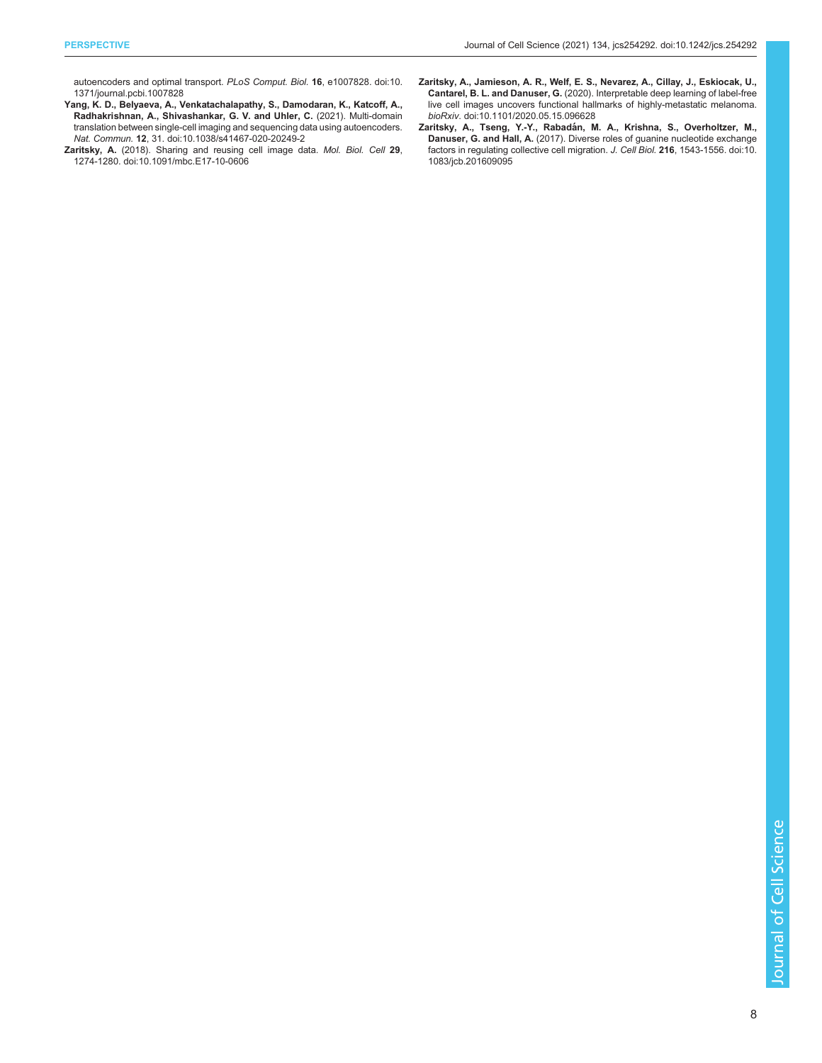autoencoders and optimal transport. *PLoS Comput. Biol.* **16**, e1007828. doi:10.1371/journal.pcbi.1007828

**Yang, K. D., Belyaeva, A., Venkatachalapathy, S., Damodaran, K., Katcoff, A., Radhakrishnan, A., Shivashankar, G. V. and Uhler, C.** (2021). Multi-domain translation between single-cell imaging and sequencing data using autoencoders. *Nat. Commun.* **12**, 31. doi:10.1038/s41467-020-20249-2

**Zaritsky, A.** (2018). Sharing and reusing cell image data. *Mol. Biol. Cell* **29**, 1274-1280. doi:10.1091/mbc.E17-10-0606

**Zaritsky, A., Jamieson, A. R., Welf, E. S., Nevarez, A., Cillay, J., Eskiocak, U., Cantarel, B. L. and Danuser, G.** (2020). Interpretable deep learning of label-free live cell images uncovers functional hallmarks of highly-metastatic melanoma. *bioRxiv*. doi:10.1101/2020.05.15.096628

**Zaritsky, A., Tseng, Y.-Y., Rabadán, M. A., Krishna, S., Overholtzer, M., Danuser, G. and Hall, A.** (2017). Diverse roles of guanine nucleotide exchange factors in regulating collective cell migration. *J. Cell Biol.* **216**, 1543-1556. doi:10.1083/jcb.201609095